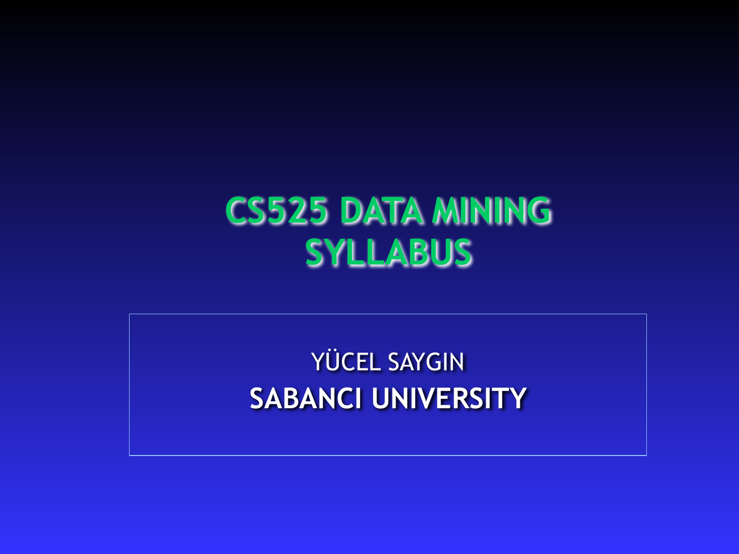# CS525 DATA MINING SYLLABUS

YÜCEL SAYGIN

**SABANCI UNIVERSITY**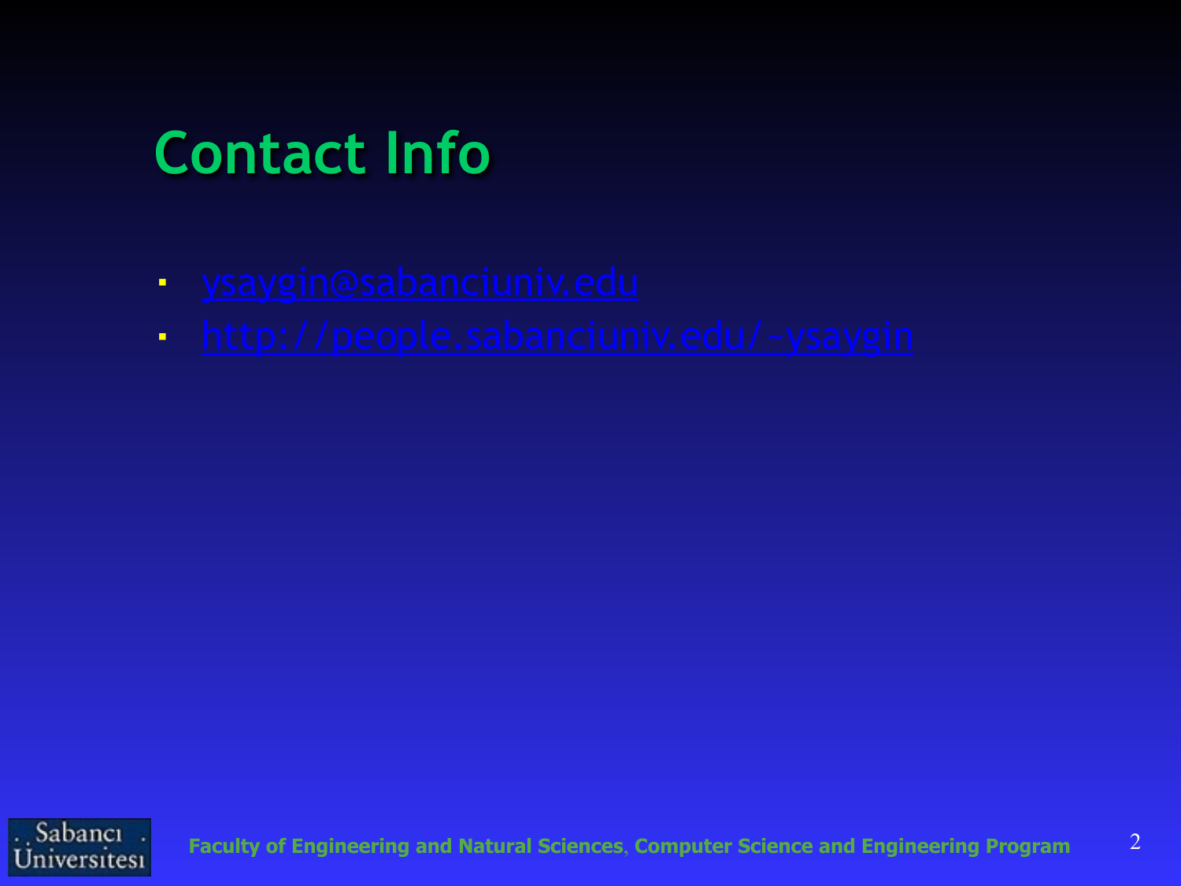# Contact Info

- ysaygin@sabanciuniv.edu
- http://people.sabanciuniv.edu/~ysaygin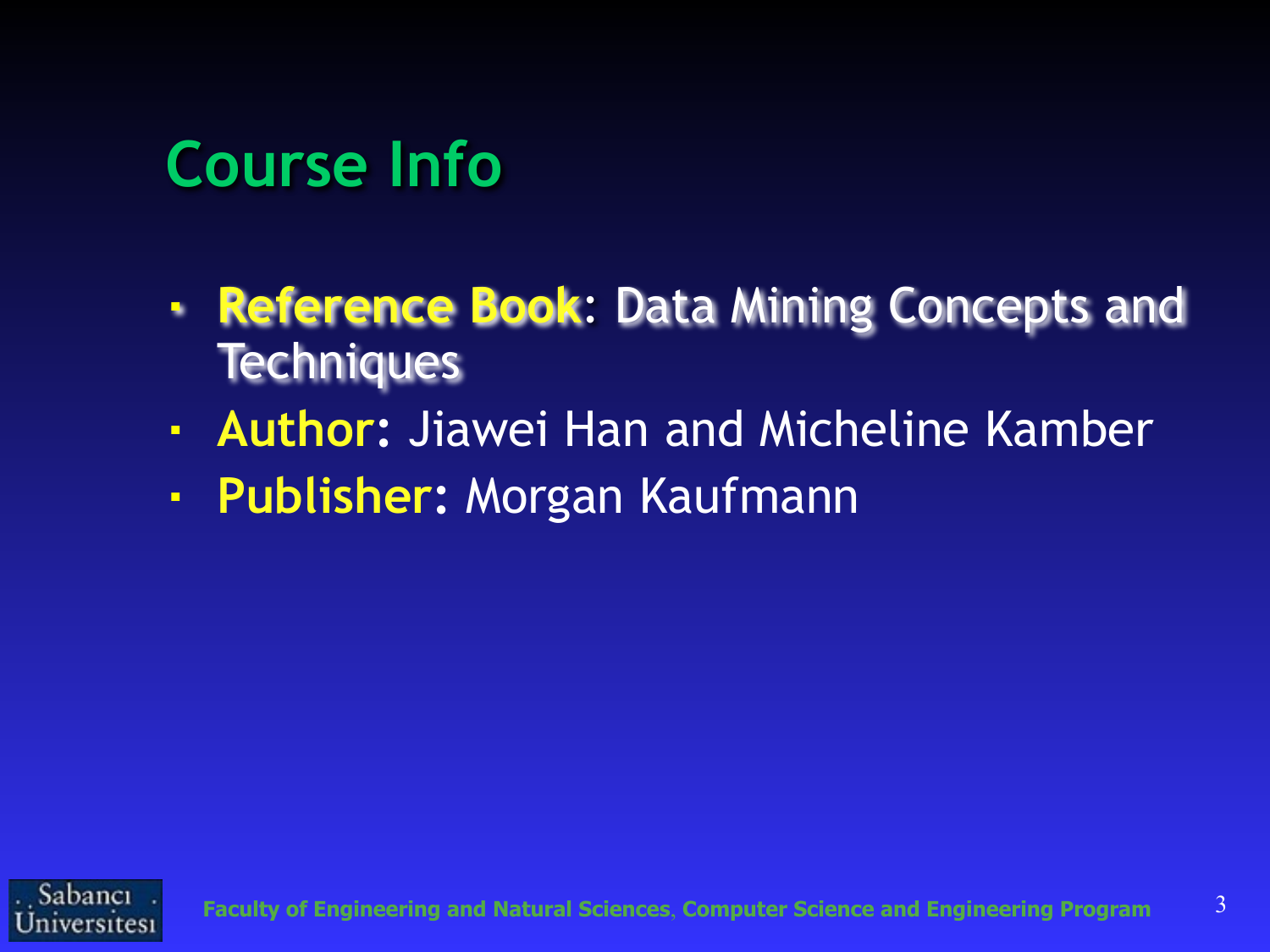## Course Info

- **Reference Book**: Data Mining Concepts and Techniques
- **Author**: Jiawei Han and Micheline Kamber
- **Publisher**: Morgan Kaufmann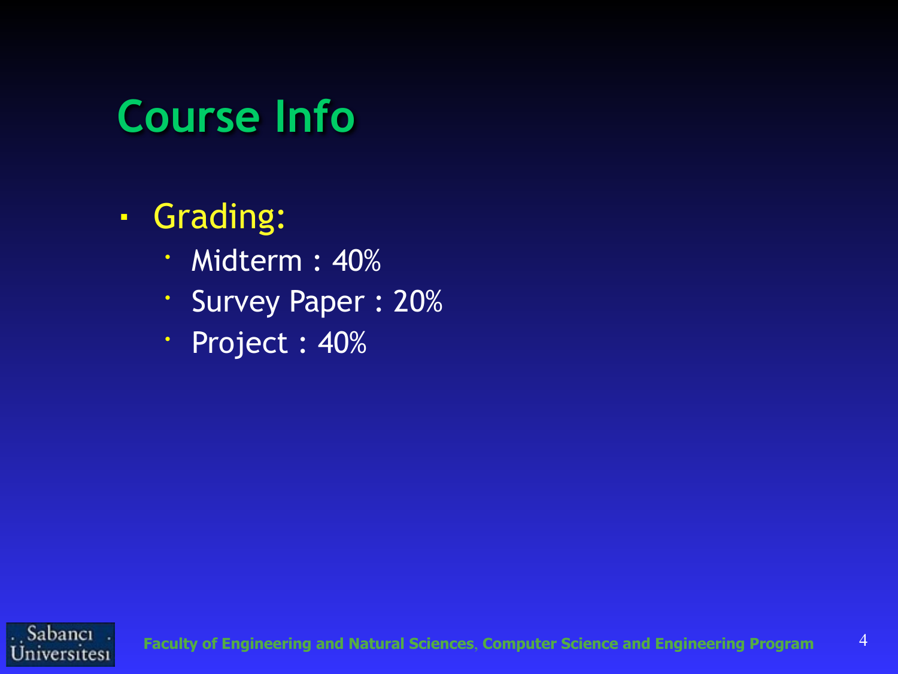# Course Info

- Grading:
  - Midterm : 40%
  - Survey Paper : 20%
  - Project : 40%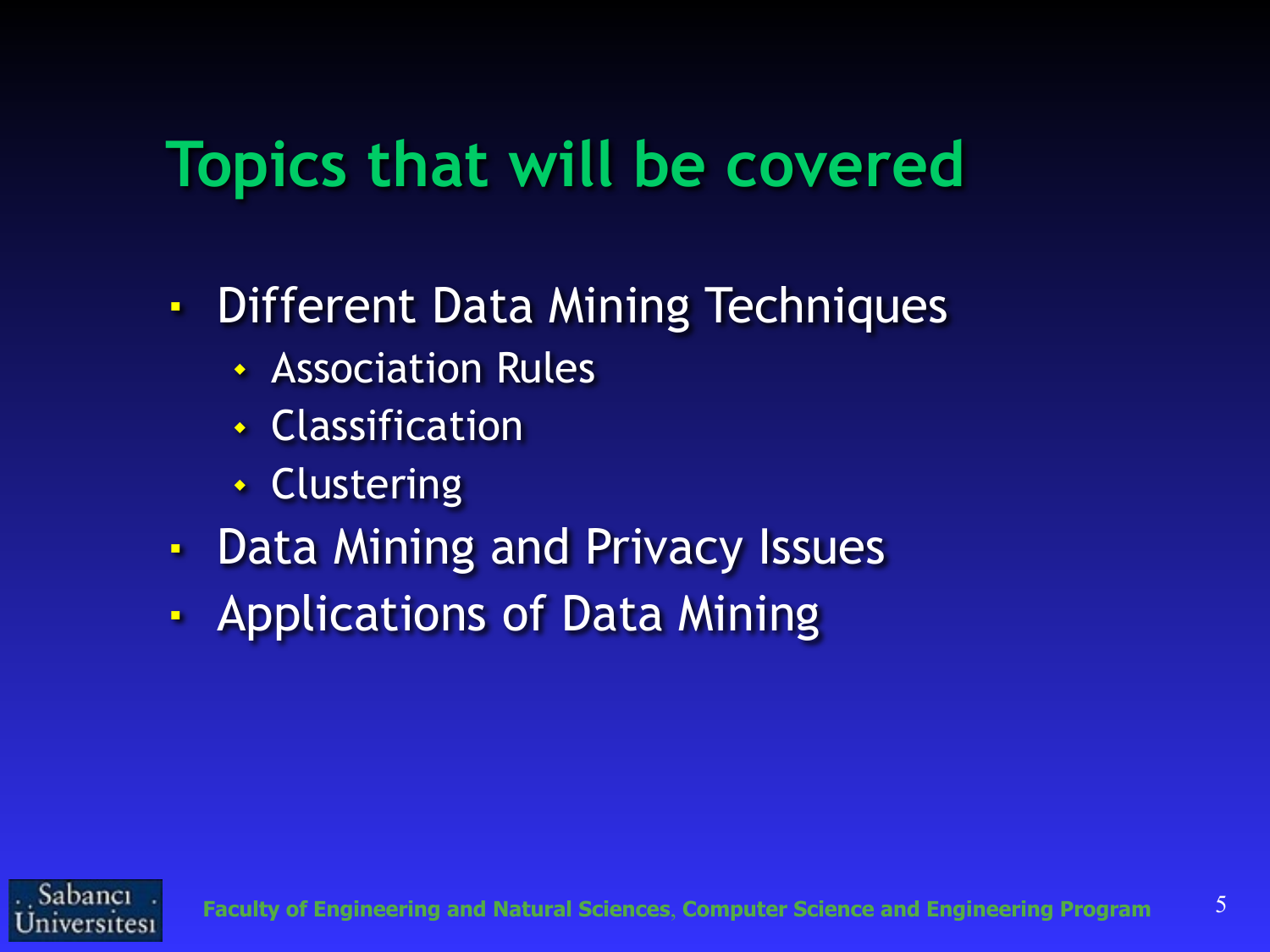# Topics that will be covered

- Different Data Mining Techniques
  - Association Rules
  - Classification
  - Clustering
- Data Mining and Privacy Issues
- Applications of Data Mining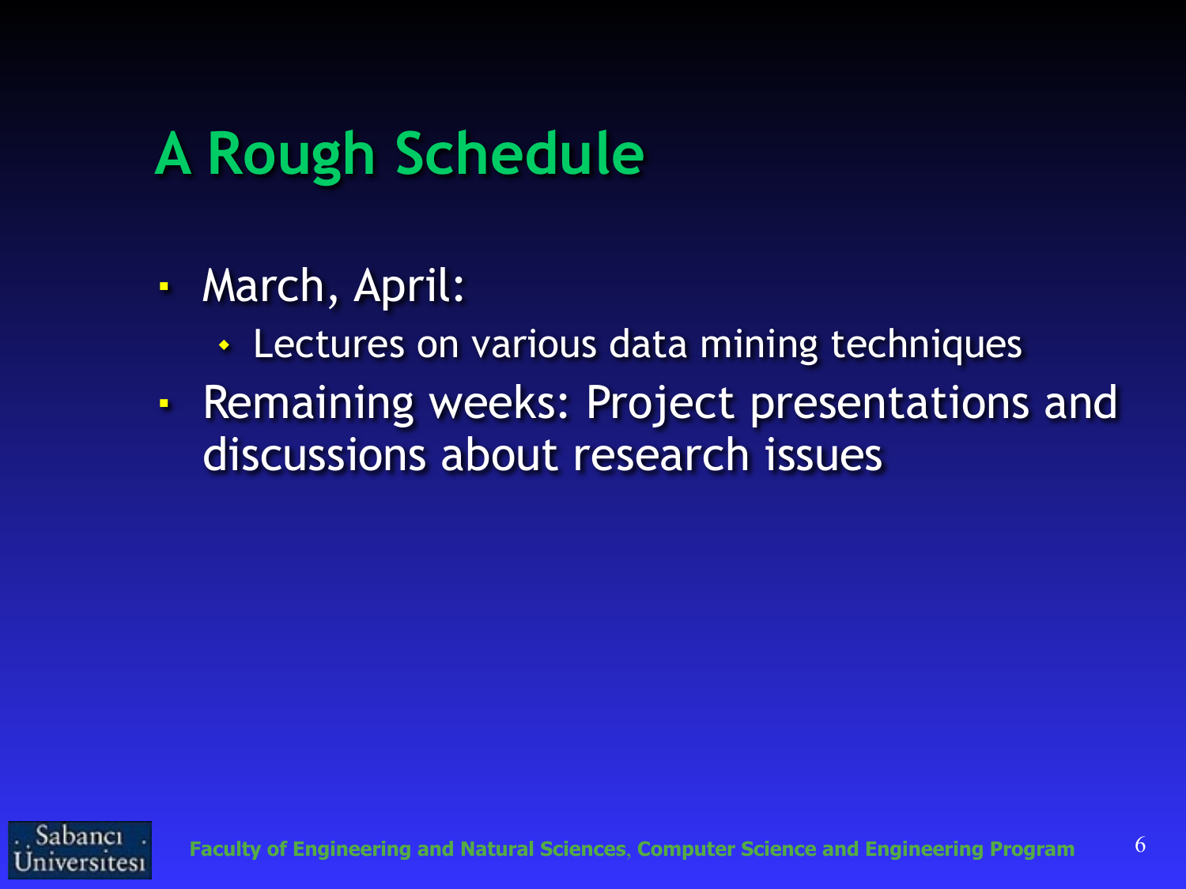# A Rough Schedule

- March, April:
  - Lectures on various data mining techniques
- Remaining weeks: Project presentations and discussions about research issues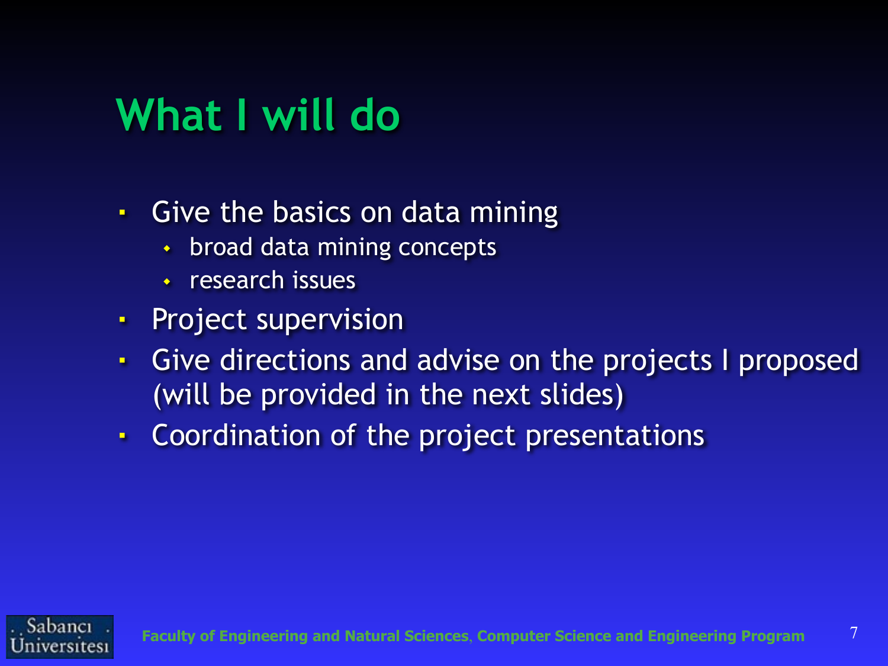# What I will do

- Give the basics on data mining
  - broad data mining concepts
  - research issues
- Project supervision
- Give directions and advise on the projects I proposed (will be provided in the next slides)
- Coordination of the project presentations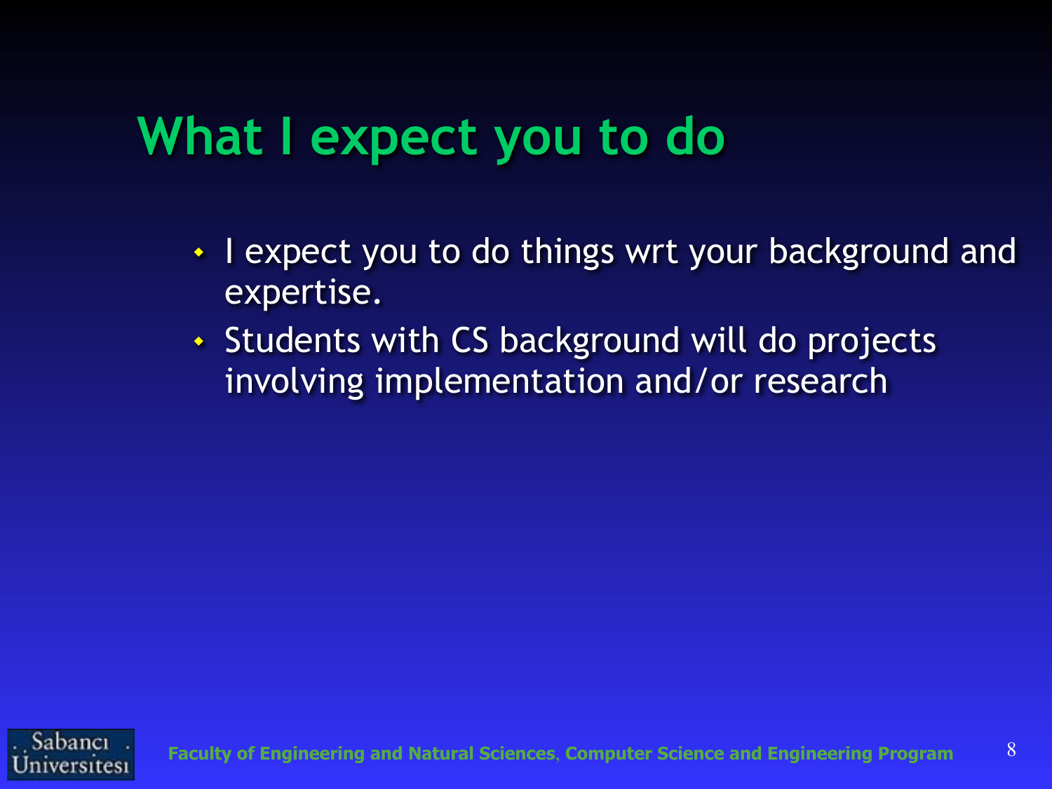# What I expect you to do

- I expect you to do things wrt your background and expertise.
- Students with CS background will do projects involving implementation and/or research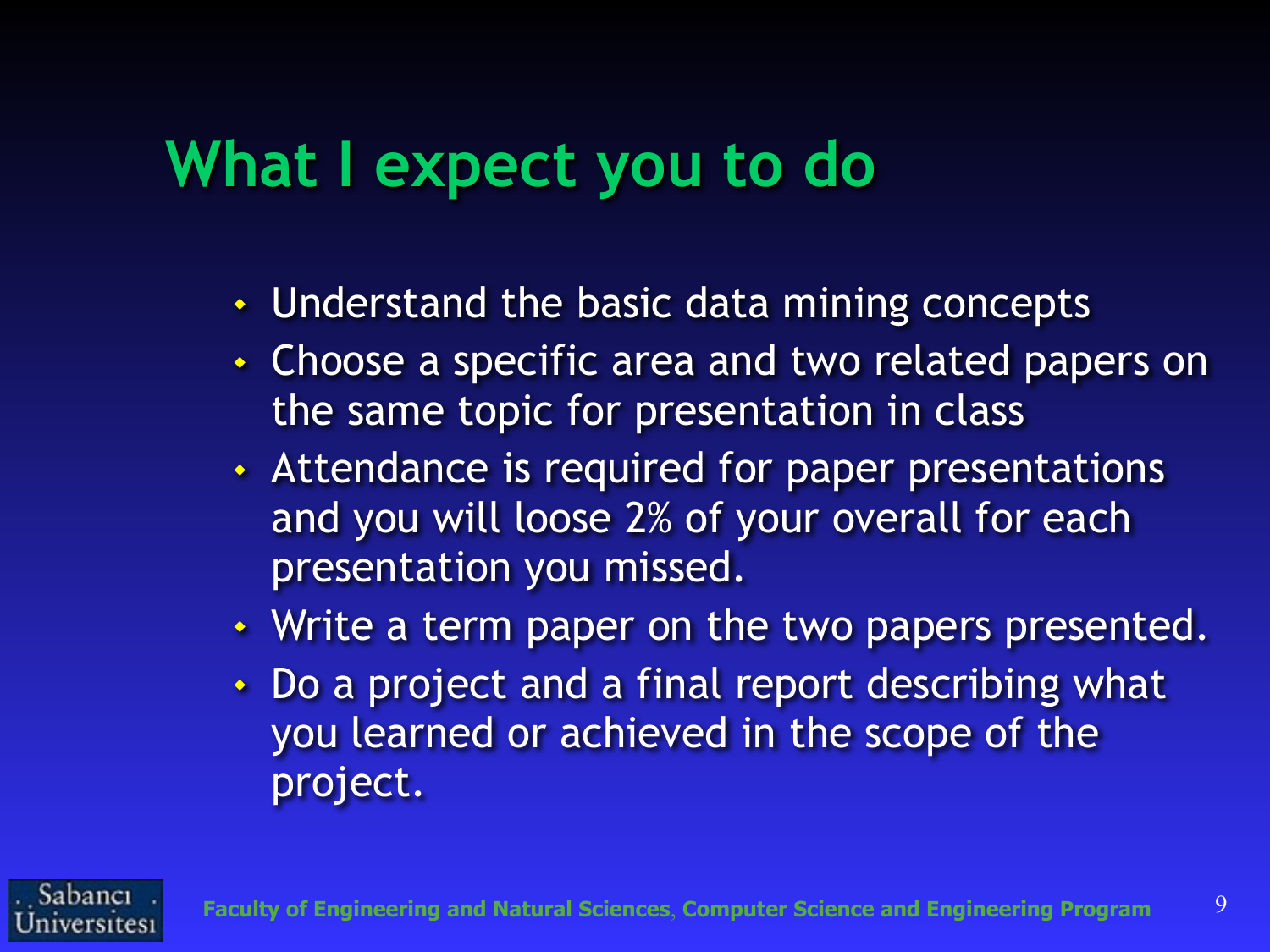# What I expect you to do

- Understand the basic data mining concepts
- Choose a specific area and two related papers on the same topic for presentation in class
- Attendance is required for paper presentations and you will loose 2% of your overall for each presentation you missed.
- Write a term paper on the two papers presented.
- Do a project and a final report describing what you learned or achieved in the scope of the project.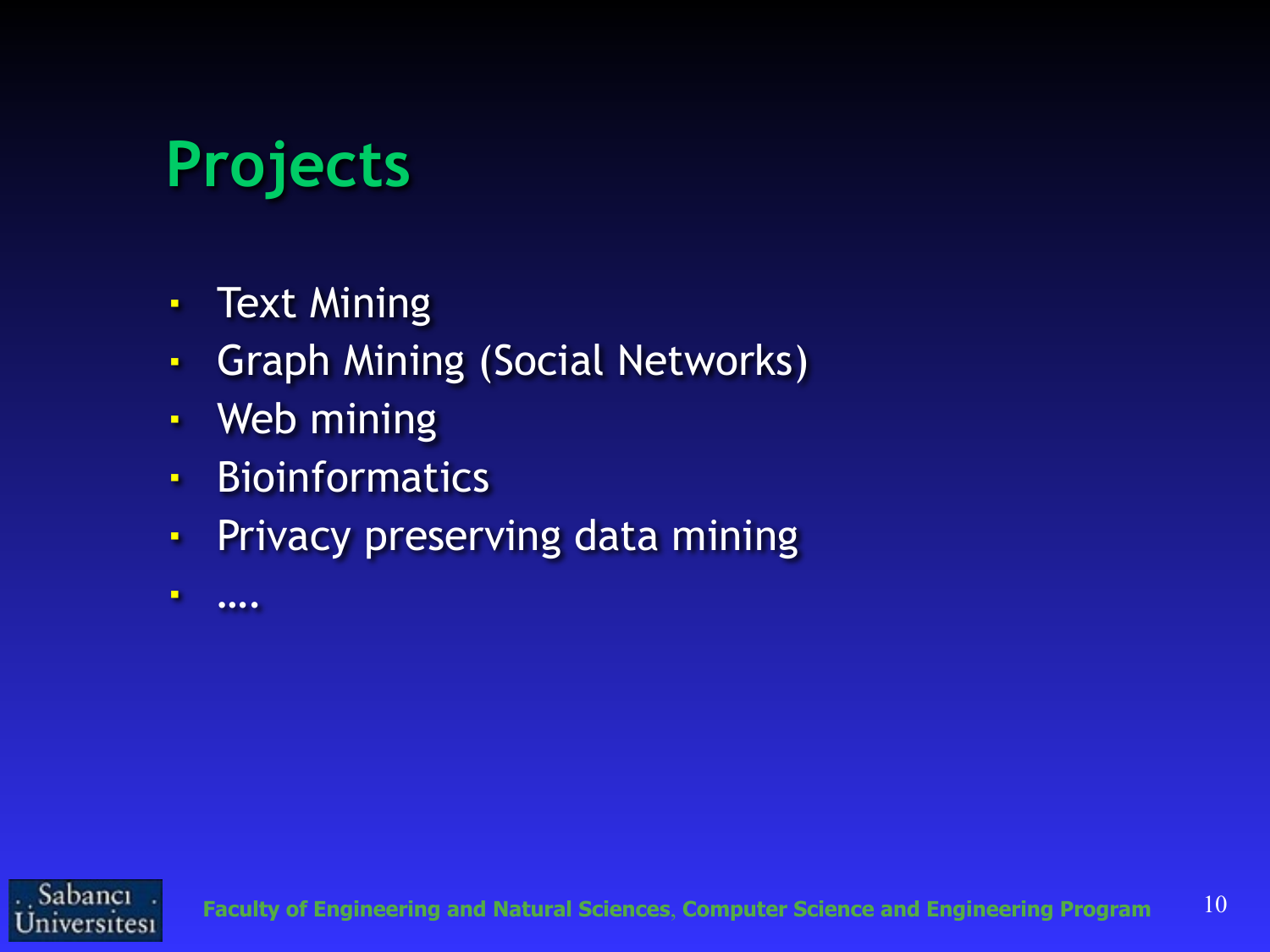# Projects

- Text Mining
- Graph Mining (Social Networks)
- Web mining
- Bioinformatics
- Privacy preserving data mining
- ….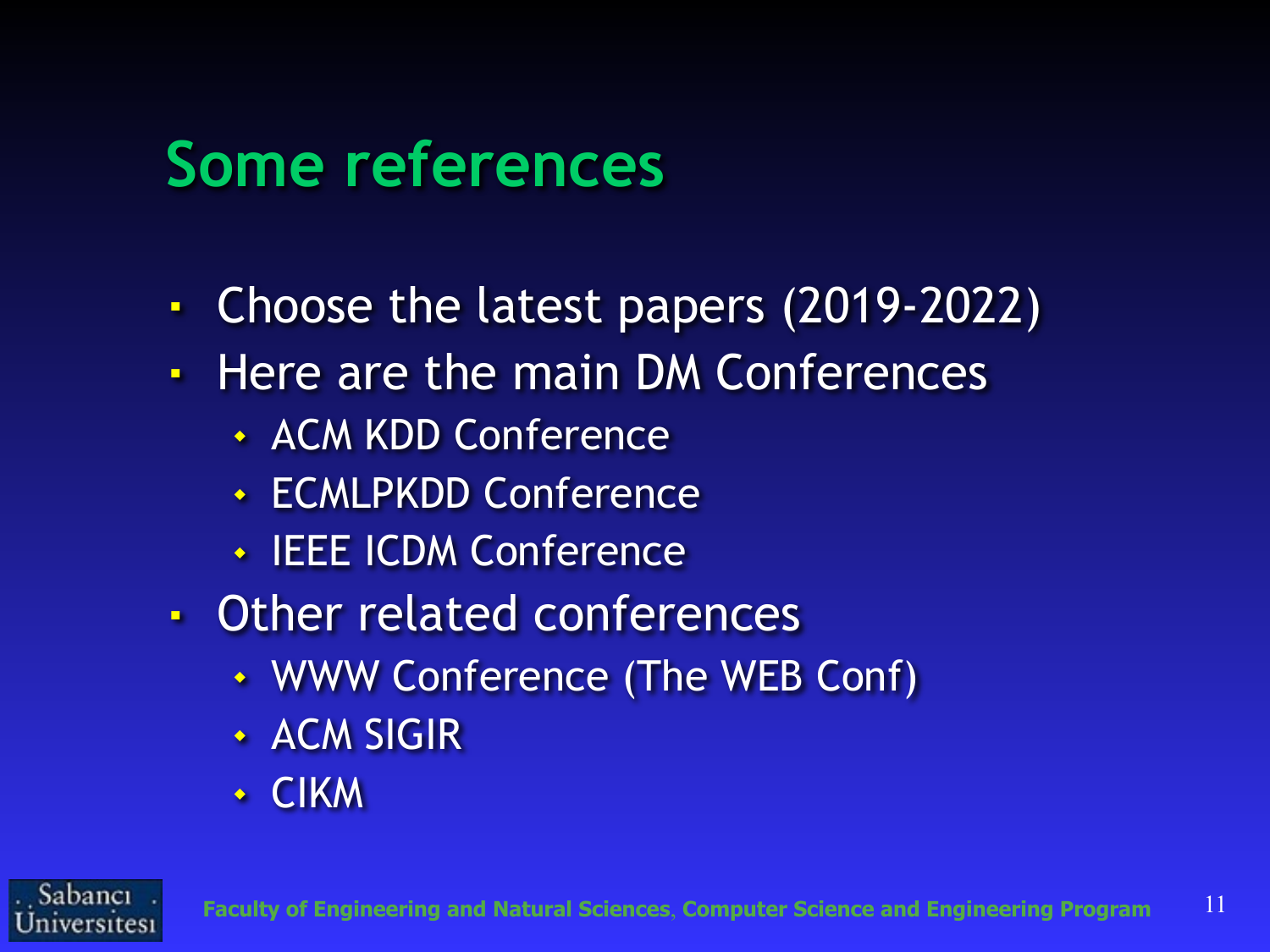# Some references

- Choose the latest papers (2019-2022)
- Here are the main DM Conferences
  - ACM KDD Conference
  - ECMLPKDD Conference
  - IEEE ICDM Conference
- Other related conferences
  - WWW Conference (The WEB Conf)
  - ACM SIGIR
  - CIKM